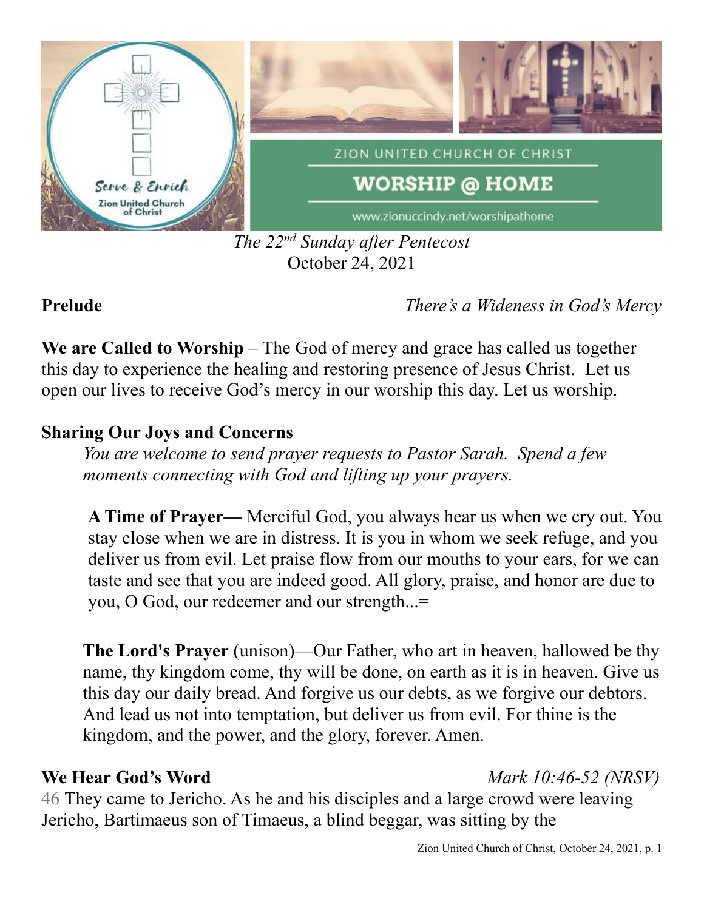Serve & Enrich
Zion United Church of Christ

ZION UNITED CHURCH OF CHRIST

# WORSHIP @ HOME

www.zionuccindy.net/worshipathome

*The 22nd Sunday after Pentecost*
October 24, 2021

**Prelude** *There's a Wideness in God's Mercy*

**We are Called to Worship** – The God of mercy and grace has called us together this day to experience the healing and restoring presence of Jesus Christ. Let us open our lives to receive God's mercy in our worship this day. Let us worship.

**Sharing Our Joys and Concerns**

*You are welcome to send prayer requests to Pastor Sarah. Spend a few moments connecting with God and lifting up your prayers.*

**A Time of Prayer—** Merciful God, you always hear us when we cry out. You stay close when we are in distress. It is you in whom we seek refuge, and you deliver us from evil. Let praise flow from our mouths to your ears, for we can taste and see that you are indeed good. All glory, praise, and honor are due to you, O God, our redeemer and our strength...=

**The Lord's Prayer** (unison)—Our Father, who art in heaven, hallowed be thy name, thy kingdom come, thy will be done, on earth as it is in heaven. Give us this day our daily bread. And forgive us our debts, as we forgive our debtors. And lead us not into temptation, but deliver us from evil. For thine is the kingdom, and the power, and the glory, forever. Amen.

**We Hear God's Word** *Mark 10:46-52 (NRSV)*

46 They came to Jericho. As he and his disciples and a large crowd were leaving Jericho, Bartimaeus son of Timaeus, a blind beggar, was sitting by the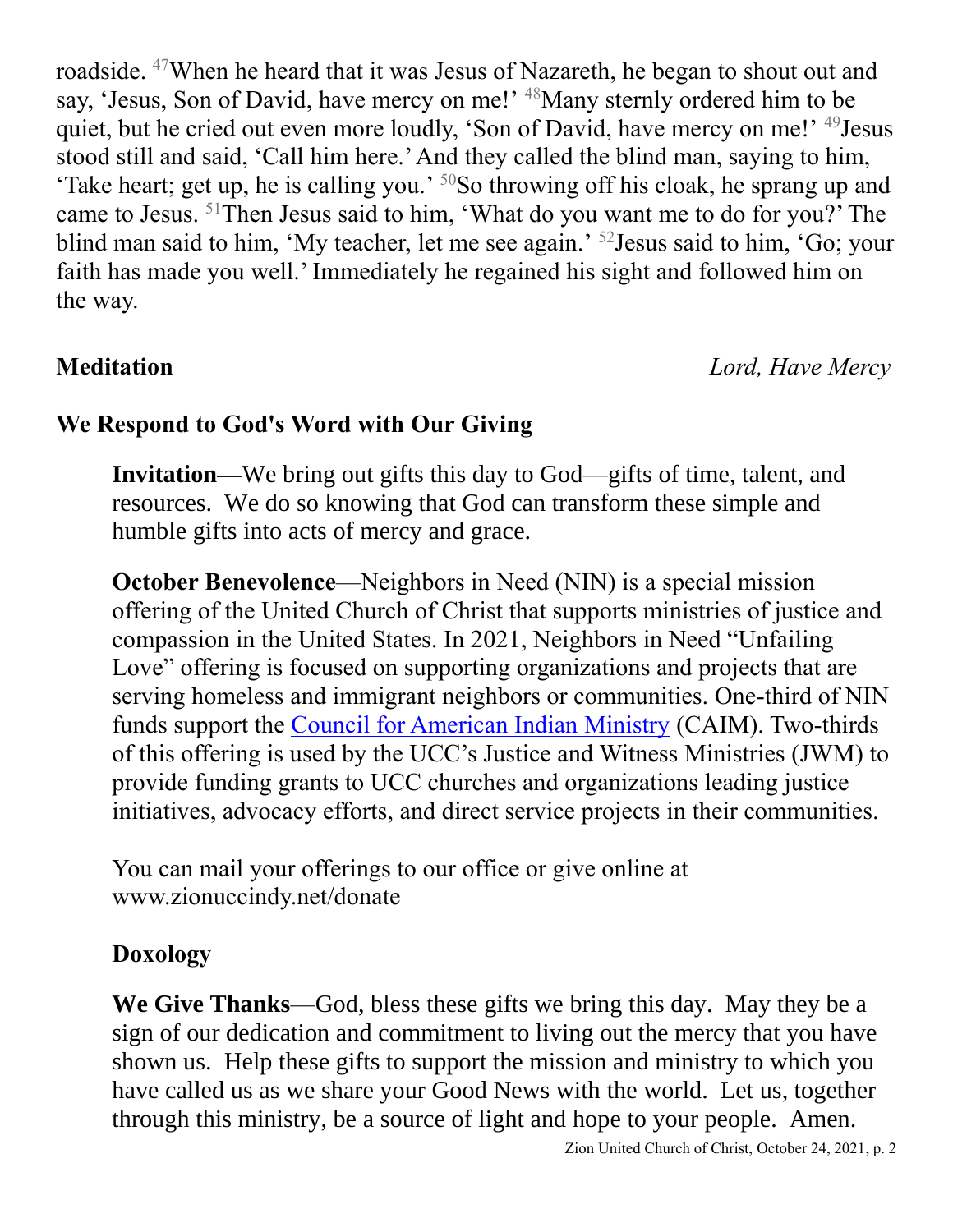roadside. [47]When he heard that it was Jesus of Nazareth, he began to shout out and say, 'Jesus, Son of David, have mercy on me!' [48]Many sternly ordered him to be quiet, but he cried out even more loudly, 'Son of David, have mercy on me!' [49]Jesus stood still and said, 'Call him here.' And they called the blind man, saying to him, 'Take heart; get up, he is calling you.' [50]So throwing off his cloak, he sprang up and came to Jesus. [51]Then Jesus said to him, 'What do you want me to do for you?' The blind man said to him, 'My teacher, let me see again.' [52]Jesus said to him, 'Go; your faith has made you well.' Immediately he regained his sight and followed him on the way.

**Meditation** *Lord, Have Mercy*

## We Respond to God's Word with Our Giving

**Invitation—**We bring out gifts this day to God—gifts of time, talent, and resources. We do so knowing that God can transform these simple and humble gifts into acts of mercy and grace.

**October Benevolence**—Neighbors in Need (NIN) is a special mission offering of the United Church of Christ that supports ministries of justice and compassion in the United States. In 2021, Neighbors in Need "Unfailing Love" offering is focused on supporting organizations and projects that are serving homeless and immigrant neighbors or communities. One-third of NIN funds support the Council for American Indian Ministry (CAIM). Two-thirds of this offering is used by the UCC's Justice and Witness Ministries (JWM) to provide funding grants to UCC churches and organizations leading justice initiatives, advocacy efforts, and direct service projects in their communities.

You can mail your offerings to our office or give online at www.zionuccindy.net/donate

**Doxology**

**We Give Thanks**—God, bless these gifts we bring this day. May they be a sign of our dedication and commitment to living out the mercy that you have shown us. Help these gifts to support the mission and ministry to which you have called us as we share your Good News with the world. Let us, together through this ministry, be a source of light and hope to your people. Amen.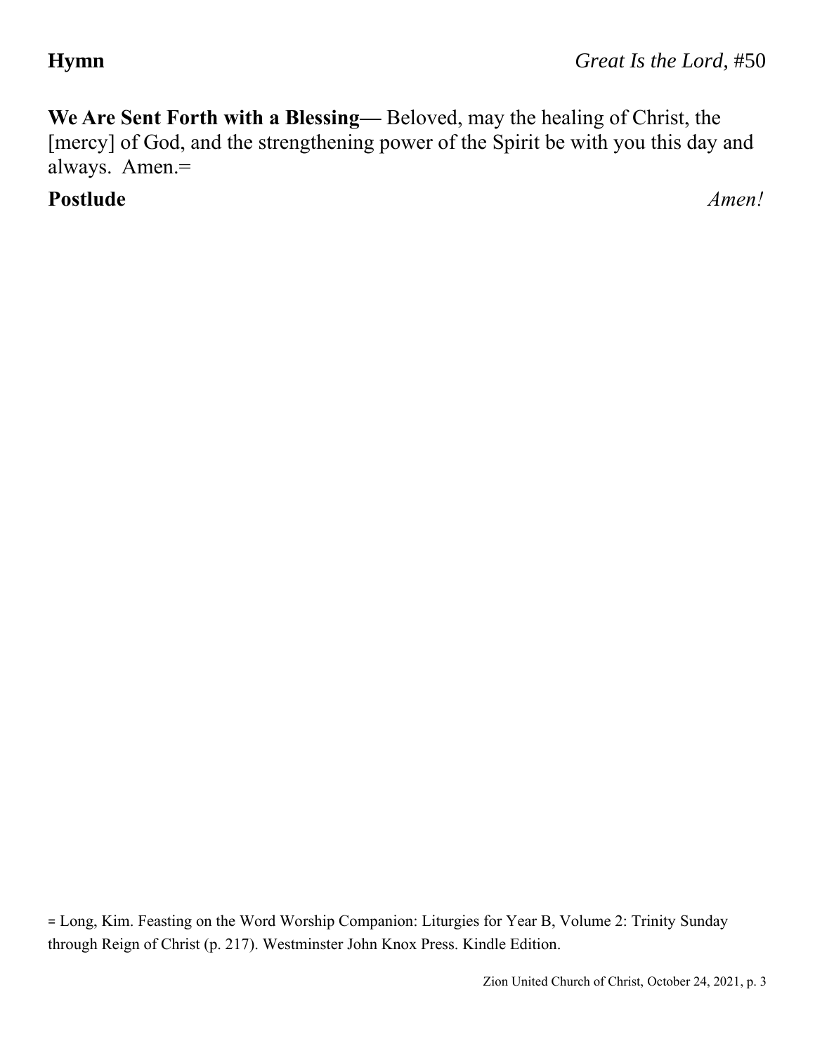**Hymn** *Great Is the Lord,* #50

**We Are Sent Forth with a Blessing—** Beloved, may the healing of Christ, the [mercy] of God, and the strengthening power of the Spirit be with you this day and always. Amen.=

**Postlude** *Amen!*

= Long, Kim. Feasting on the Word Worship Companion: Liturgies for Year B, Volume 2: Trinity Sunday through Reign of Christ (p. 217). Westminster John Knox Press. Kindle Edition.